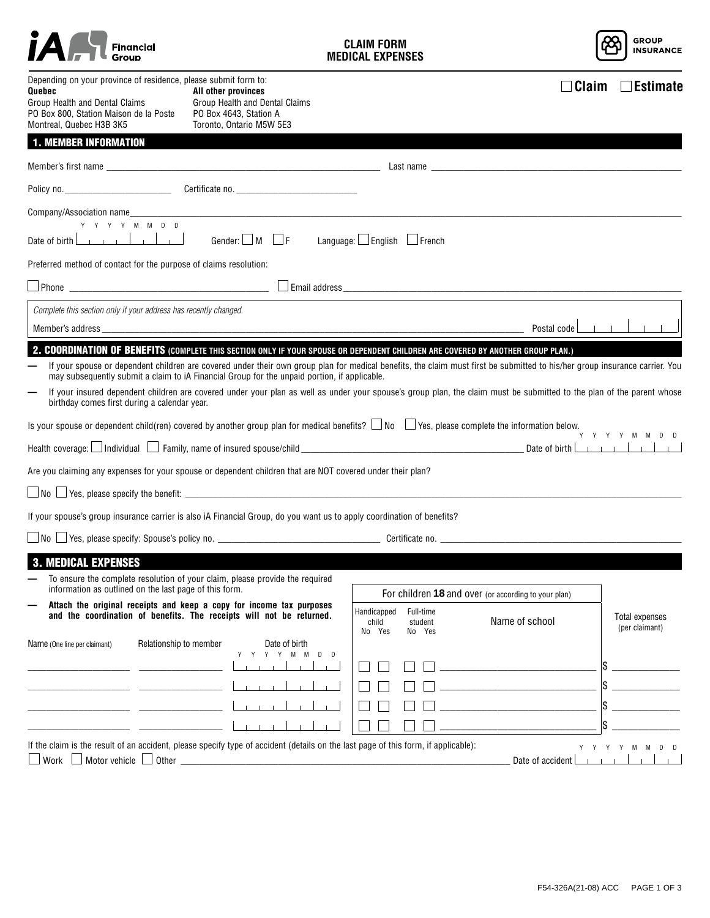iA Financial Group

# CLAIM FORM
# MEDICAL EXPENSES

GROUP INSURANCE

Depending on your province of residence, please submit form to:

| **Quebec** | **All other provinces** |
|---|---|
| Group Health and Dental Claims | Group Health and Dental Claims |
| PO Box 800, Station Maison de la Poste | PO Box 4643, Station A |
| Montreal, Quebec H3B 3K5 | Toronto, Ontario M5W 5E3 |

☐ **Claim** ☐ **Estimate**

## 1. MEMBER INFORMATION

Member's first name ____________________ Last name ____________________

Policy no. ____________ Certificate no. ____________

Company/Association name ____________________

Date of birth (Y Y Y Y M M D D) ____ Gender: ☐ M ☐ F Language: ☐ English ☐ French

Preferred method of contact for the purpose of claims resolution:

☐ Phone ____________ ☐ Email address ____________________

*Complete this section only if your address has recently changed.*

Member's address ____________________ Postal code ____

## 2. COORDINATION OF BENEFITS (COMPLETE THIS SECTION ONLY IF YOUR SPOUSE OR DEPENDENT CHILDREN ARE COVERED BY ANOTHER GROUP PLAN.)

— If your spouse or dependent children are covered under their own group plan for medical benefits, the claim must first be submitted to his/her group insurance carrier. You may subsequently submit a claim to iA Financial Group for the unpaid portion, if applicable.

— If your insured dependent children are covered under your plan as well as under your spouse's group plan, the claim must be submitted to the plan of the parent whose birthday comes first during a calendar year.

Is your spouse or dependent child(ren) covered by another group plan for medical benefits? ☐ No ☐ Yes, please complete the information below.

Health coverage: ☐ Individual ☐ Family, name of insured spouse/child ____________________ Date of birth (Y Y Y Y M M D D) ____

Are you claiming any expenses for your spouse or dependent children that are NOT covered under their plan?

☐ No ☐ Yes, please specify the benefit: ____________________

If your spouse's group insurance carrier is also iA Financial Group, do you want us to apply coordination of benefits?

☐ No ☐ Yes, please specify: Spouse's policy no. ____________ Certificate no. ____________

## 3. MEDICAL EXPENSES

— To ensure the complete resolution of your claim, please provide the required information as outlined on the last page of this form.

— **Attach the original receipts and keep a copy for income tax purposes and the coordination of benefits. The receipts will not be returned.**

| Name (One line per claimant) | Relationship to member | Date of birth (Y Y Y Y M M D D) | For children **18** and over (or according to your plan): Handicapped child (No / Yes) | Full-time student (No / Yes) | Name of school | Total expenses (per claimant) |
|---|---|---|---|---|---|---|
| | | | ☐ ☐ | ☐ ☐ | | $ |
| | | | ☐ ☐ | ☐ ☐ | | $ |
| | | | ☐ ☐ | ☐ ☐ | | $ |
| | | | ☐ ☐ | ☐ ☐ | | $ |

If the claim is the result of an accident, please specify type of accident (details on the last page of this form, if applicable):

☐ Work ☐ Motor vehicle ☐ Other ____________________ Date of accident (Y Y Y Y M M D D) ____

F54-326A(21-08) ACC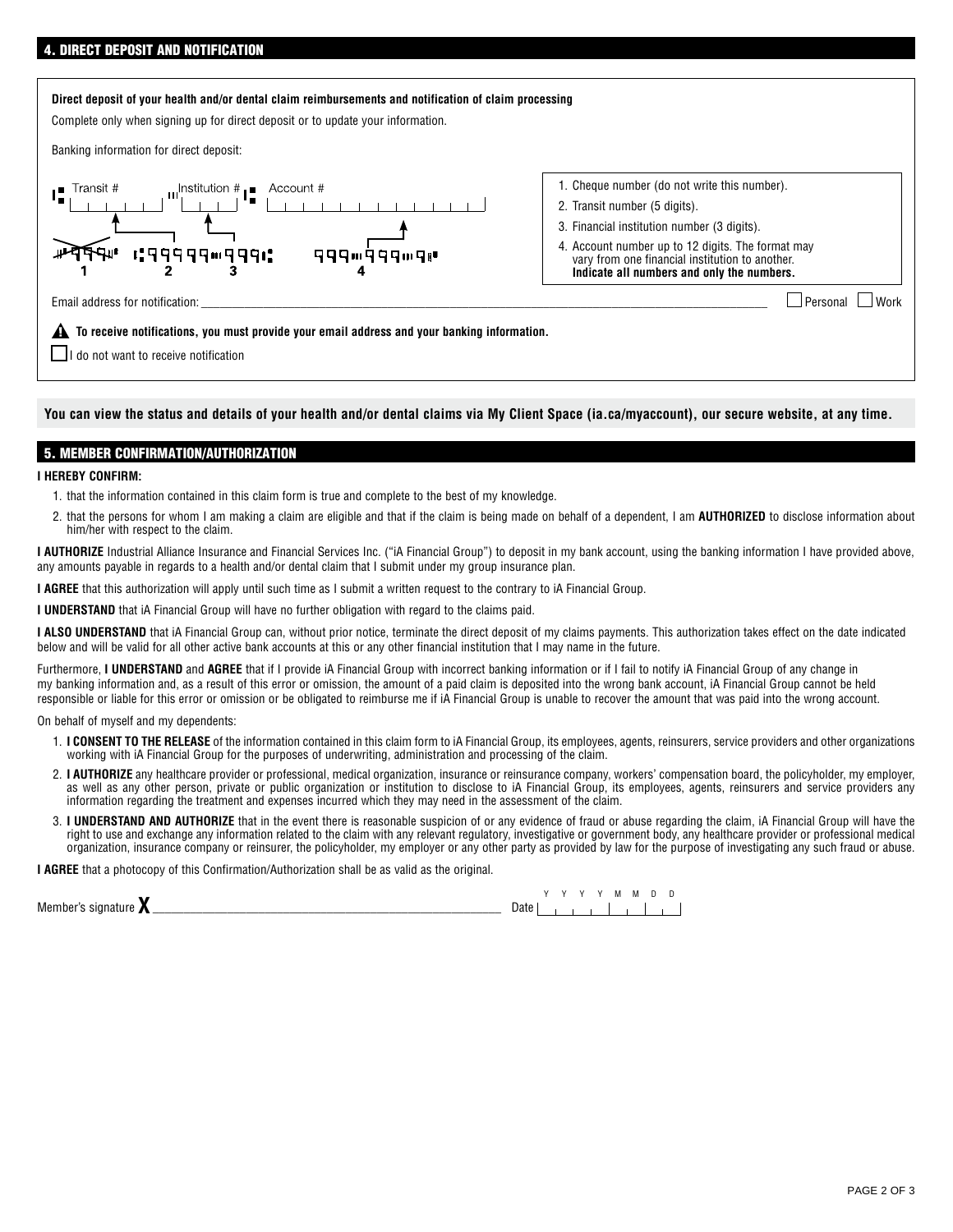## 4. DIRECT DEPOSIT AND NOTIFICATION

**Direct deposit of your health and/or dental claim reimbursements and notification of claim processing**

Complete only when signing up for direct deposit or to update your information.

Banking information for direct deposit:

Transit # ______ Institution # ______ Account # ______

1. Cheque number (do not write this number).
2. Transit number (5 digits).
3. Financial institution number (3 digits).
4. Account number up to 12 digits. The format may vary from one financial institution to another. **Indicate all numbers and only the numbers.**

Email address for notification: ______ ☐ Personal ☐ Work

**To receive notifications, you must provide your email address and your banking information.**

☐ I do not want to receive notification

**You can view the status and details of your health and/or dental claims via My Client Space (ia.ca/myaccount), our secure website, at any time.**

## 5. MEMBER CONFIRMATION/AUTHORIZATION

**I HEREBY CONFIRM:**

1. that the information contained in this claim form is true and complete to the best of my knowledge.
2. that the persons for whom I am making a claim are eligible and that if the claim is being made on behalf of a dependent, I am **AUTHORIZED** to disclose information about him/her with respect to the claim.

**I AUTHORIZE** Industrial Alliance Insurance and Financial Services Inc. ("iA Financial Group") to deposit in my bank account, using the banking information I have provided above, any amounts payable in regards to a health and/or dental claim that I submit under my group insurance plan.

**I AGREE** that this authorization will apply until such time as I submit a written request to the contrary to iA Financial Group.

**I UNDERSTAND** that iA Financial Group will have no further obligation with regard to the claims paid.

**I ALSO UNDERSTAND** that iA Financial Group can, without prior notice, terminate the direct deposit of my claims payments. This authorization takes effect on the date indicated below and will be valid for all other active bank accounts at this or any other financial institution that I may name in the future.

Furthermore, **I UNDERSTAND** and **AGREE** that if I provide iA Financial Group with incorrect banking information or if I fail to notify iA Financial Group of any change in my banking information and, as a result of this error or omission, the amount of a paid claim is deposited into the wrong bank account, iA Financial Group cannot be held responsible or liable for this error or omission or be obligated to reimburse me if iA Financial Group is unable to recover the amount that was paid into the wrong account.

On behalf of myself and my dependents:

1. **I CONSENT TO THE RELEASE** of the information contained in this claim form to iA Financial Group, its employees, agents, reinsurers, service providers and other organizations working with iA Financial Group for the purposes of underwriting, administration and processing of the claim.
2. **I AUTHORIZE** any healthcare provider or professional, medical organization, insurance or reinsurance company, workers' compensation board, the policyholder, my employer, as well as any other person, private or public organization or institution to disclose to iA Financial Group, its employees, agents, reinsurers and service providers any information regarding the treatment and expenses incurred which they may need in the assessment of the claim.
3. **I UNDERSTAND AND AUTHORIZE** that in the event there is reasonable suspicion of or any evidence of fraud or abuse regarding the claim, iA Financial Group will have the right to use and exchange any information related to the claim with any relevant regulatory, investigative or government body, any healthcare provider or professional medical organization, insurance company or reinsurer, the policyholder, my employer or any other party as provided by law for the purpose of investigating any such fraud or abuse.

**I AGREE** that a photocopy of this Confirmation/Authorization shall be as valid as the original.

Member's signature **X** ______ Date (YYYY MM DD) ______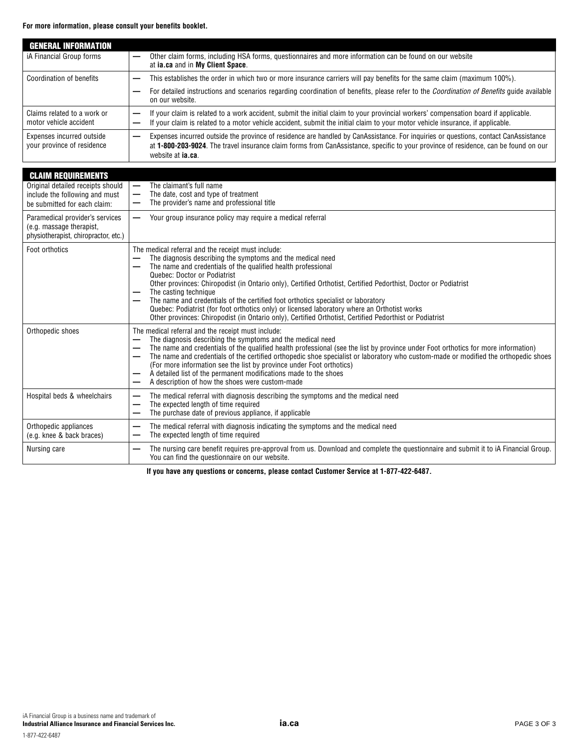**For more information, please consult your benefits booklet.**

| GENERAL INFORMATION | |
|---|---|
| iA Financial Group forms | — Other claim forms, including HSA forms, questionnaires and more information can be found on our website at **ia.ca** and in **My Client Space**. |
| Coordination of benefits | — This establishes the order in which two or more insurance carriers will pay benefits for the same claim (maximum 100%).<br>— For detailed instructions and scenarios regarding coordination of benefits, please refer to the *Coordination of Benefits* guide available on our website. |
| Claims related to a work or motor vehicle accident | — If your claim is related to a work accident, submit the initial claim to your provincial workers' compensation board if applicable.<br>— If your claim is related to a motor vehicle accident, submit the initial claim to your motor vehicle insurance, if applicable. |
| Expenses incurred outside your province of residence | — Expenses incurred outside the province of residence are handled by CanAssistance. For inquiries or questions, contact CanAssistance at **1-800-203-9024**. The travel insurance claim forms from CanAssistance, specific to your province of residence, can be found on our website at **ia.ca**. |

| CLAIM REQUIREMENTS | |
|---|---|
| Original detailed receipts should include the following and must be submitted for each claim: | — The claimant's full name<br>— The date, cost and type of treatment<br>— The provider's name and professional title |
| Paramedical provider's services (e.g. massage therapist, physiotherapist, chiropractor, etc.) | — Your group insurance policy may require a medical referral |
| Foot orthotics | The medical referral and the receipt must include:<br>— The diagnosis describing the symptoms and the medical need<br>— The name and credentials of the qualified health professional<br>Quebec: Doctor or Podiatrist<br>Other provinces: Chiropodist (in Ontario only), Certified Orthotist, Certified Pedorthist, Doctor or Podiatrist<br>— The casting technique<br>— The name and credentials of the certified foot orthotics specialist or laboratory<br>Quebec: Podiatrist (for foot orthotics only) or licensed laboratory where an Orthotist works<br>Other provinces: Chiropodist (in Ontario only), Certified Orthotist, Certified Pedorthist or Podiatrist |
| Orthopedic shoes | The medical referral and the receipt must include:<br>— The diagnosis describing the symptoms and the medical need<br>— The name and credentials of the qualified health professional (see the list by province under Foot orthotics for more information)<br>— The name and credentials of the certified orthopedic shoe specialist or laboratory who custom-made or modified the orthopedic shoes (For more information see the list by province under Foot orthotics)<br>— A detailed list of the permanent modifications made to the shoes<br>— A description of how the shoes were custom-made |
| Hospital beds & wheelchairs | — The medical referral with diagnosis describing the symptoms and the medical need<br>— The expected length of time required<br>— The purchase date of previous appliance, if applicable |
| Orthopedic appliances (e.g. knee & back braces) | — The medical referral with diagnosis indicating the symptoms and the medical need<br>— The expected length of time required |
| Nursing care | — The nursing care benefit requires pre-approval from us. Download and complete the questionnaire and submit it to iA Financial Group. You can find the questionnaire on our website. |

**If you have any questions or concerns, please contact Customer Service at 1-877-422-6487.**

iA Financial Group is a business name and trademark of
**Industrial Alliance Insurance and Financial Services Inc.**

**ia.ca**

1-877-422-6487